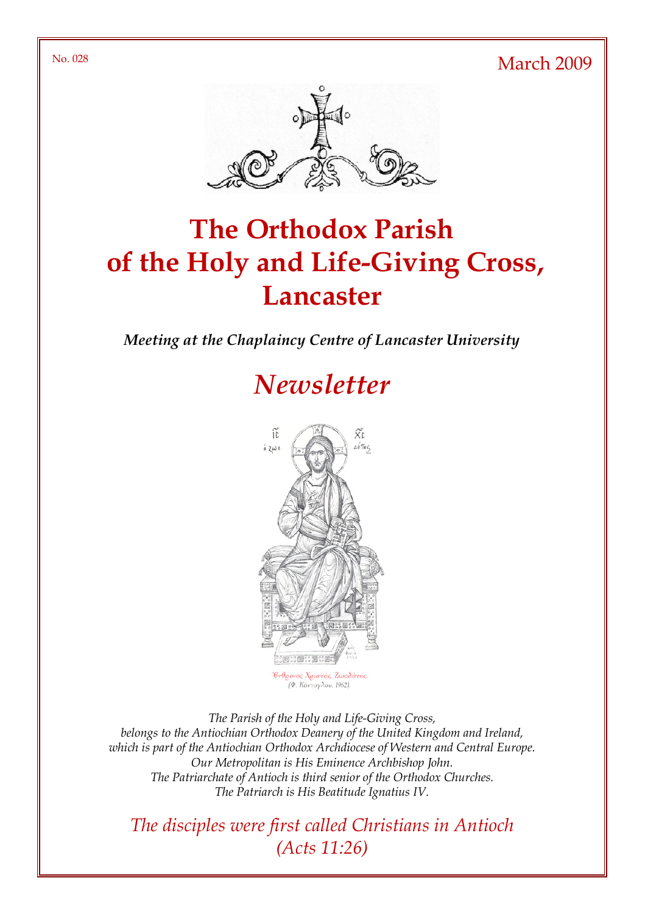No. 028

March 2009

# The Orthodox Parish of the Holy and Life-Giving Cross, Lancaster

***Meeting at the Chaplaincy Centre of Lancaster University***

# *Newsletter*

Ἔνθρονος Χριστός, Ζωοδότης.
(Φ. Κόντογλου, 1962).

*The Parish of the Holy and Life-Giving Cross,*
*belongs to the Antiochian Orthodox Deanery of the United Kingdom and Ireland,*
*which is part of the Antiochian Orthodox Archdiocese of Western and Central Europe.*
*Our Metropolitan is His Eminence Archbishop John.*
*The Patriarchate of Antioch is third senior of the Orthodox Churches.*
*The Patriarch is His Beatitude Ignatius IV.*

*The disciples were first called Christians in Antioch*
*(Acts 11:26)*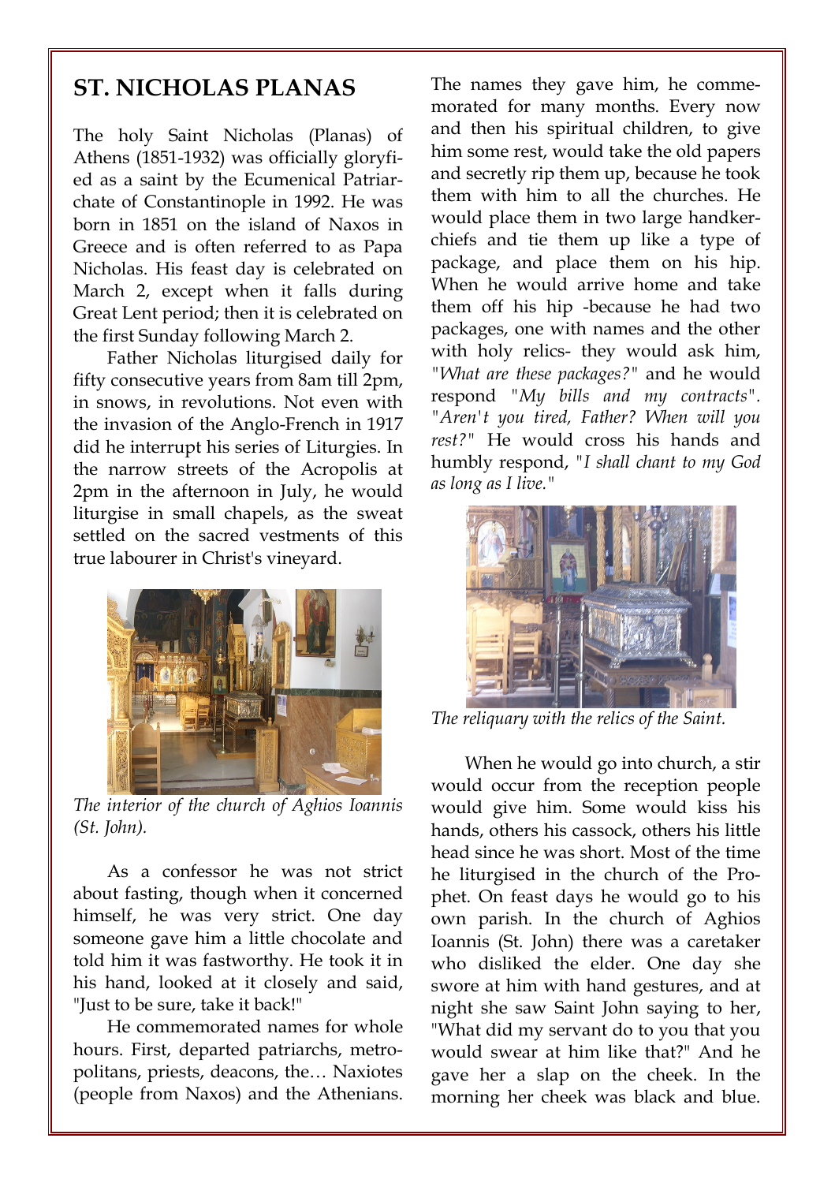## ST. NICHOLAS PLANAS

The holy Saint Nicholas (Planas) of Athens (1851-1932) was officially gloryfied as a saint by the Ecumenical Patriarchate of Constantinople in 1992. He was born in 1851 on the island of Naxos in Greece and is often referred to as Papa Nicholas. His feast day is celebrated on March 2, except when it falls during Great Lent period; then it is celebrated on the first Sunday following March 2.

Father Nicholas liturgised daily for fifty consecutive years from 8am till 2pm, in snows, in revolutions. Not even with the invasion of the Anglo-French in 1917 did he interrupt his series of Liturgies. In the narrow streets of the Acropolis at 2pm in the afternoon in July, he would liturgise in small chapels, as the sweat settled on the sacred vestments of this true labourer in Christ's vineyard.

*The interior of the church of Aghios Ioannis (St. John).*

As a confessor he was not strict about fasting, though when it concerned himself, he was very strict. One day someone gave him a little chocolate and told him it was fastworthy. He took it in his hand, looked at it closely and said, "Just to be sure, take it back!"

He commemorated names for whole hours. First, departed patriarchs, metropolitans, priests, deacons, the… Naxiotes (people from Naxos) and the Athenians. The names they gave him, he commemorated for many months. Every now and then his spiritual children, to give him some rest, would take the old papers and secretly rip them up, because he took them with him to all the churches. He would place them in two large handkerchiefs and tie them up like a type of package, and place them on his hip. When he would arrive home and take them off his hip -because he had two packages, one with names and the other with holy relics- they would ask him, *"What are these packages?"* and he would respond *"My bills and my contracts"*. *"Aren't you tired, Father? When will you rest?"* He would cross his hands and humbly respond, *"I shall chant to my God as long as I live."*

*The reliquary with the relics of the Saint.*

When he would go into church, a stir would occur from the reception people would give him. Some would kiss his hands, others his cassock, others his little head since he was short. Most of the time he liturgised in the church of the Prophet. On feast days he would go to his own parish. In the church of Aghios Ioannis (St. John) there was a caretaker who disliked the elder. One day she swore at him with hand gestures, and at night she saw Saint John saying to her, "What did my servant do to you that you would swear at him like that?" And he gave her a slap on the cheek. In the morning her cheek was black and blue.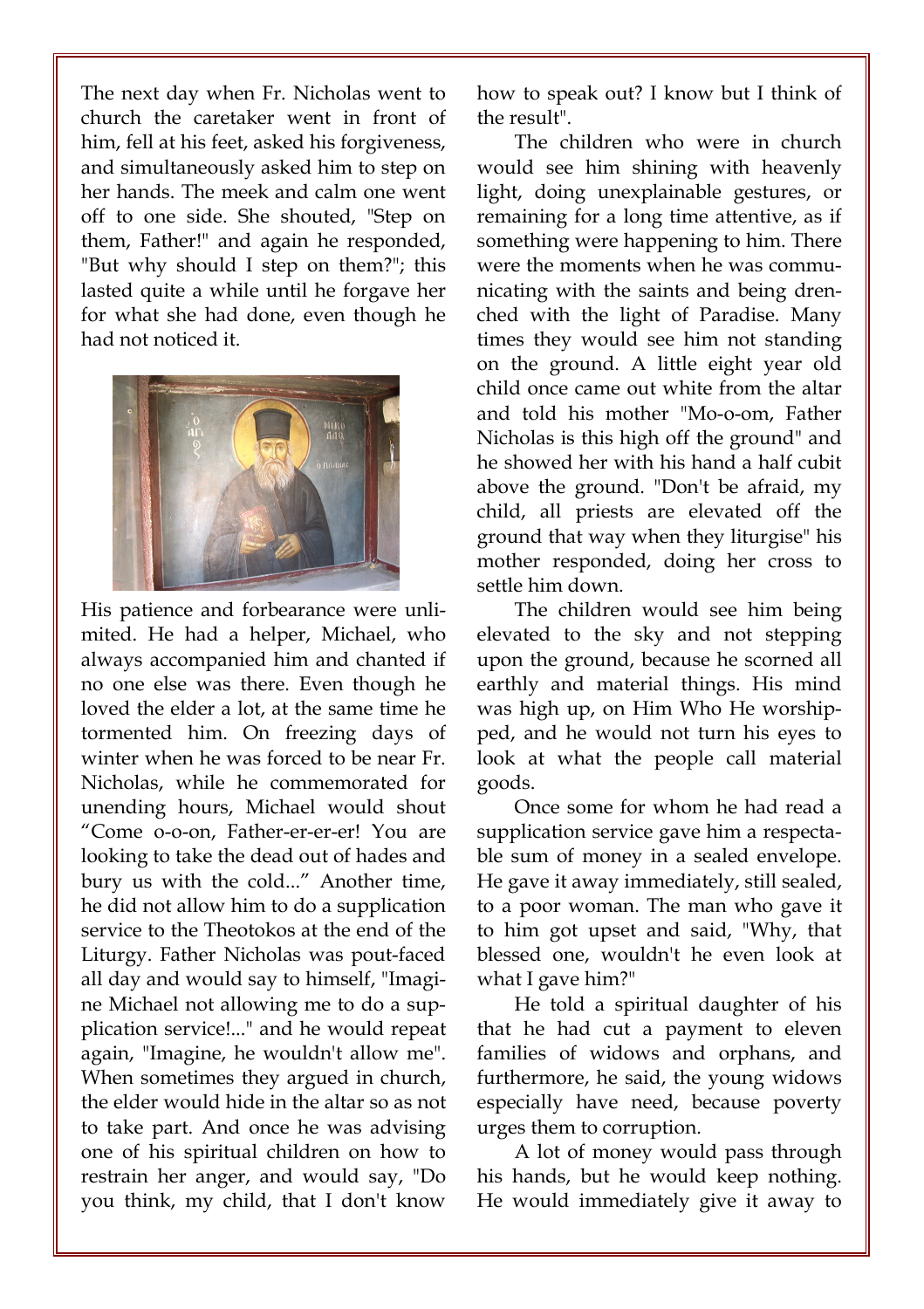The next day when Fr. Nicholas went to church the caretaker went in front of him, fell at his feet, asked his forgiveness, and simultaneously asked him to step on her hands. The meek and calm one went off to one side. She shouted, "Step on them, Father!" and again he responded, "But why should I step on them?"; this lasted quite a while until he forgave her for what she had done, even though he had not noticed it.

His patience and forbearance were unlimited. He had a helper, Michael, who always accompanied him and chanted if no one else was there. Even though he loved the elder a lot, at the same time he tormented him. On freezing days of winter when he was forced to be near Fr. Nicholas, while he commemorated for unending hours, Michael would shout "Come o-o-on, Father-er-er-er! You are looking to take the dead out of hades and bury us with the cold..." Another time, he did not allow him to do a supplication service to the Theotokos at the end of the Liturgy. Father Nicholas was pout-faced all day and would say to himself, "Imagine Michael not allowing me to do a supplication service!..." and he would repeat again, "Imagine, he wouldn't allow me". When sometimes they argued in church, the elder would hide in the altar so as not to take part. And once he was advising one of his spiritual children on how to restrain her anger, and would say, "Do you think, my child, that I don't know how to speak out? I know but I think of the result".

The children who were in church would see him shining with heavenly light, doing unexplainable gestures, or remaining for a long time attentive, as if something were happening to him. There were the moments when he was communicating with the saints and being drenched with the light of Paradise. Many times they would see him not standing on the ground. A little eight year old child once came out white from the altar and told his mother "Mo-o-om, Father Nicholas is this high off the ground" and he showed her with his hand a half cubit above the ground. "Don't be afraid, my child, all priests are elevated off the ground that way when they liturgise" his mother responded, doing her cross to settle him down.

The children would see him being elevated to the sky and not stepping upon the ground, because he scorned all earthly and material things. His mind was high up, on Him Who He worshipped, and he would not turn his eyes to look at what the people call material goods.

Once some for whom he had read a supplication service gave him a respectable sum of money in a sealed envelope. He gave it away immediately, still sealed, to a poor woman. The man who gave it to him got upset and said, "Why, that blessed one, wouldn't he even look at what I gave him?"

He told a spiritual daughter of his that he had cut a payment to eleven families of widows and orphans, and furthermore, he said, the young widows especially have need, because poverty urges them to corruption.

A lot of money would pass through his hands, but he would keep nothing. He would immediately give it away to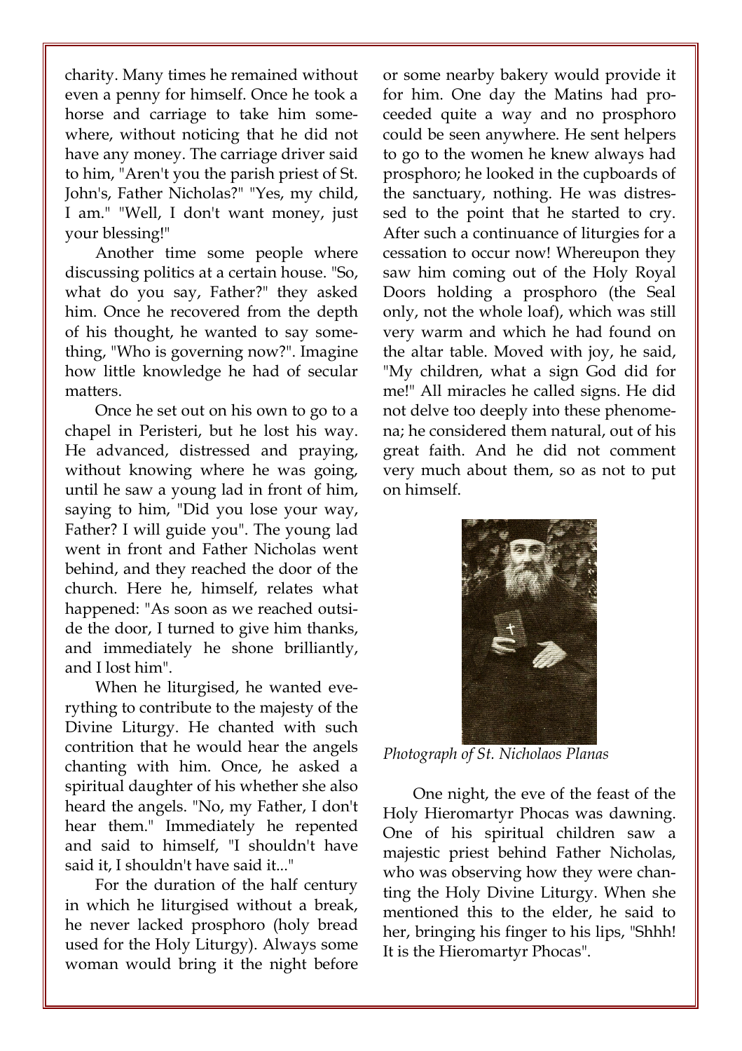charity. Many times he remained without even a penny for himself. Once he took a horse and carriage to take him somewhere, without noticing that he did not have any money. The carriage driver said to him, "Aren't you the parish priest of St. John's, Father Nicholas?" "Yes, my child, I am." "Well, I don't want money, just your blessing!"

Another time some people where discussing politics at a certain house. "So, what do you say, Father?" they asked him. Once he recovered from the depth of his thought, he wanted to say something, "Who is governing now?". Imagine how little knowledge he had of secular matters.

Once he set out on his own to go to a chapel in Peristeri, but he lost his way. He advanced, distressed and praying, without knowing where he was going, until he saw a young lad in front of him, saying to him, "Did you lose your way, Father? I will guide you". The young lad went in front and Father Nicholas went behind, and they reached the door of the church. Here he, himself, relates what happened: "As soon as we reached outside the door, I turned to give him thanks, and immediately he shone brilliantly, and I lost him".

When he liturgised, he wanted everything to contribute to the majesty of the Divine Liturgy. He chanted with such contrition that he would hear the angels chanting with him. Once, he asked a spiritual daughter of his whether she also heard the angels. "No, my Father, I don't hear them." Immediately he repented and said to himself, "I shouldn't have said it, I shouldn't have said it..."

For the duration of the half century in which he liturgised without a break, he never lacked prosphoro (holy bread used for the Holy Liturgy). Always some woman would bring it the night before or some nearby bakery would provide it for him. One day the Matins had proceeded quite a way and no prosphoro could be seen anywhere. He sent helpers to go to the women he knew always had prosphoro; he looked in the cupboards of the sanctuary, nothing. He was distressed to the point that he started to cry. After such a continuance of liturgies for a cessation to occur now! Whereupon they saw him coming out of the Holy Royal Doors holding a prosphoro (the Seal only, not the whole loaf), which was still very warm and which he had found on the altar table. Moved with joy, he said, "My children, what a sign God did for me!" All miracles he called signs. He did not delve too deeply into these phenomena; he considered them natural, out of his great faith. And he did not comment very much about them, so as not to put on himself.

*Photograph of St. Nicholaos Planas*

One night, the eve of the feast of the Holy Hieromartyr Phocas was dawning. One of his spiritual children saw a majestic priest behind Father Nicholas, who was observing how they were chanting the Holy Divine Liturgy. When she mentioned this to the elder, he said to her, bringing his finger to his lips, "Shhh! It is the Hieromartyr Phocas".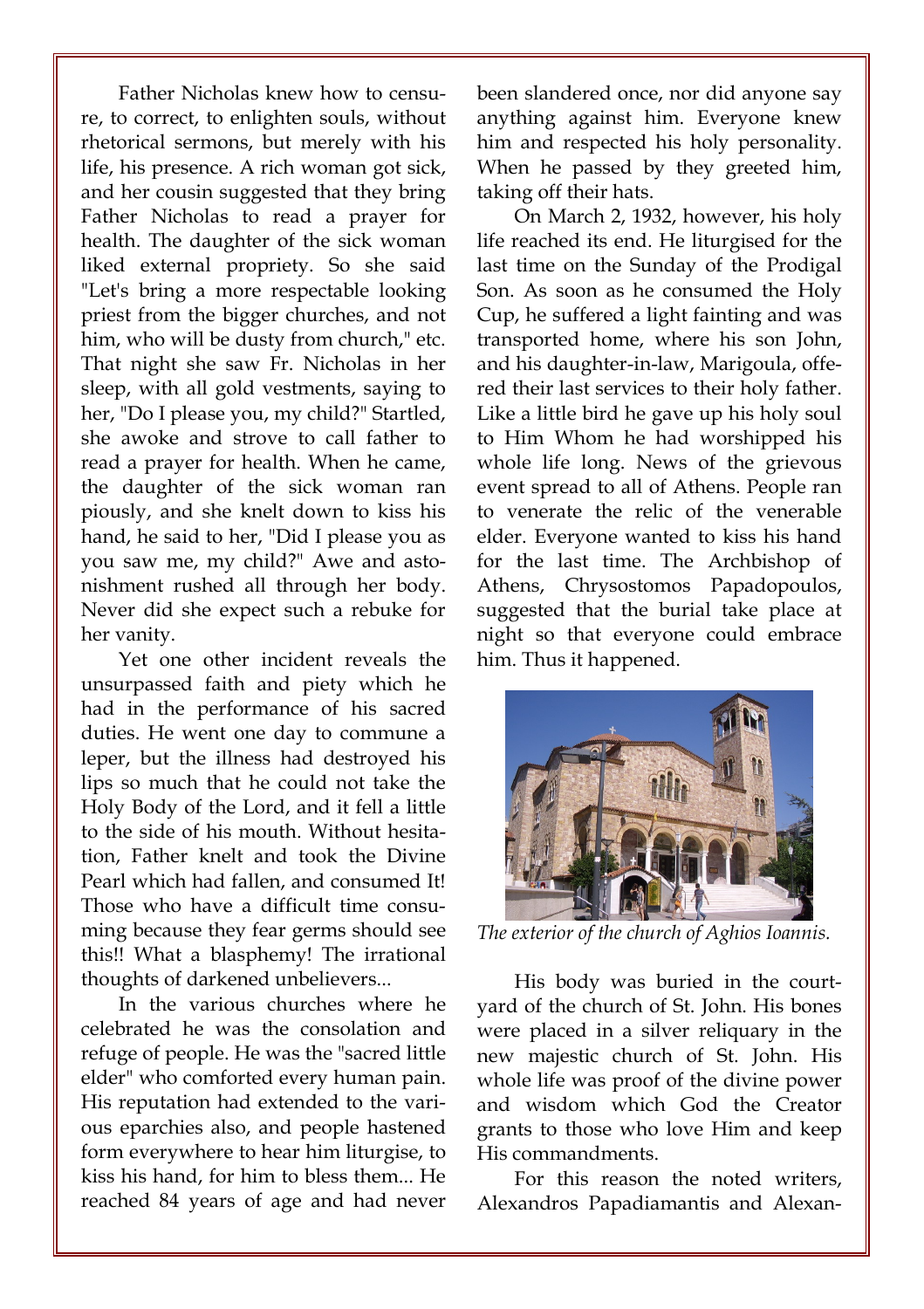Father Nicholas knew how to censure, to correct, to enlighten souls, without rhetorical sermons, but merely with his life, his presence. A rich woman got sick, and her cousin suggested that they bring Father Nicholas to read a prayer for health. The daughter of the sick woman liked external propriety. So she said "Let's bring a more respectable looking priest from the bigger churches, and not him, who will be dusty from church," etc. That night she saw Fr. Nicholas in her sleep, with all gold vestments, saying to her, "Do I please you, my child?" Startled, she awoke and strove to call father to read a prayer for health. When he came, the daughter of the sick woman ran piously, and she knelt down to kiss his hand, he said to her, "Did I please you as you saw me, my child?" Awe and astonishment rushed all through her body. Never did she expect such a rebuke for her vanity.

Yet one other incident reveals the unsurpassed faith and piety which he had in the performance of his sacred duties. He went one day to commune a leper, but the illness had destroyed his lips so much that he could not take the Holy Body of the Lord, and it fell a little to the side of his mouth. Without hesitation, Father knelt and took the Divine Pearl which had fallen, and consumed It! Those who have a difficult time consuming because they fear germs should see this!! What a blasphemy! The irrational thoughts of darkened unbelievers...

In the various churches where he celebrated he was the consolation and refuge of people. He was the "sacred little elder" who comforted every human pain. His reputation had extended to the various eparchies also, and people hastened form everywhere to hear him liturgise, to kiss his hand, for him to bless them... He reached 84 years of age and had never been slandered once, nor did anyone say anything against him. Everyone knew him and respected his holy personality. When he passed by they greeted him, taking off their hats.

On March 2, 1932, however, his holy life reached its end. He liturgised for the last time on the Sunday of the Prodigal Son. As soon as he consumed the Holy Cup, he suffered a light fainting and was transported home, where his son John, and his daughter-in-law, Marigoula, offered their last services to their holy father. Like a little bird he gave up his holy soul to Him Whom he had worshipped his whole life long. News of the grievous event spread to all of Athens. People ran to venerate the relic of the venerable elder. Everyone wanted to kiss his hand for the last time. The Archbishop of Athens, Chrysostomos Papadopoulos, suggested that the burial take place at night so that everyone could embrace him. Thus it happened.

*The exterior of the church of Aghios Ioannis.*

His body was buried in the courtyard of the church of St. John. His bones were placed in a silver reliquary in the new majestic church of St. John. His whole life was proof of the divine power and wisdom which God the Creator grants to those who love Him and keep His commandments.

For this reason the noted writers, Alexandros Papadiamantis and Alexan-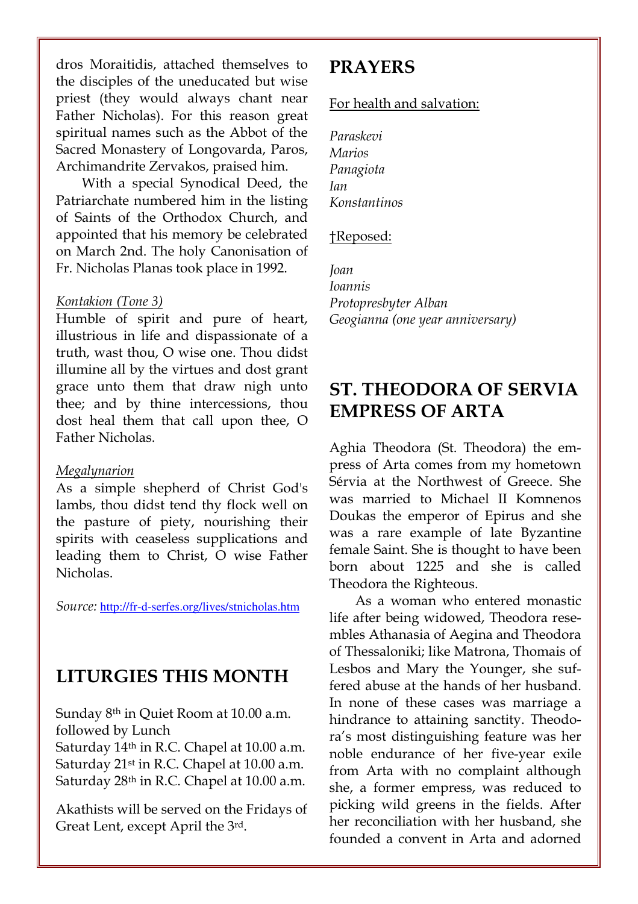dros Moraitidis, attached themselves to the disciples of the uneducated but wise priest (they would always chant near Father Nicholas). For this reason great spiritual names such as the Abbot of the Sacred Monastery of Longovarda, Paros, Archimandrite Zervakos, praised him.

With a special Synodical Deed, the Patriarchate numbered him in the listing of Saints of the Orthodox Church, and appointed that his memory be celebrated on March 2nd. The holy Canonisation of Fr. Nicholas Planas took place in 1992.

*Kontakion (Tone 3)*
Humble of spirit and pure of heart, illustrious in life and dispassionate of a truth, wast thou, O wise one. Thou didst illumine all by the virtues and dost grant grace unto them that draw nigh unto thee; and by thine intercessions, thou dost heal them that call upon thee, O Father Nicholas.

*Megalynarion*
As a simple shepherd of Christ God's lambs, thou didst tend thy flock well on the pasture of piety, nourishing their spirits with ceaseless supplications and leading them to Christ, O wise Father Nicholas.

*Source:* http://fr-d-serfes.org/lives/stnicholas.htm

## LITURGIES THIS MONTH

Sunday 8th in Quiet Room at 10.00 a.m. followed by Lunch
Saturday 14th in R.C. Chapel at 10.00 a.m.
Saturday 21st in R.C. Chapel at 10.00 a.m.
Saturday 28th in R.C. Chapel at 10.00 a.m.

Akathists will be served on the Fridays of Great Lent, except April the 3rd.

## PRAYERS

For health and salvation:

*Paraskevi*
*Marios*
*Panagiota*
*Ian*
*Konstantinos*

†Reposed:

*Joan*
*Ioannis*
*Protopresbyter Alban*
*Geogianna (one year anniversary)*

## ST. THEODORA OF SERVIA EMPRESS OF ARTA

Aghia Theodora (St. Theodora) the empress of Arta comes from my hometown Sérvia at the Northwest of Greece. She was married to Michael II Komnenos Doukas the emperor of Epirus and she was a rare example of late Byzantine female Saint. She is thought to have been born about 1225 and she is called Theodora the Righteous.

As a woman who entered monastic life after being widowed, Theodora resembles Athanasia of Aegina and Theodora of Thessaloniki; like Matrona, Thomais of Lesbos and Mary the Younger, she suffered abuse at the hands of her husband. In none of these cases was marriage a hindrance to attaining sanctity. Theodora's most distinguishing feature was her noble endurance of her five-year exile from Arta with no complaint although she, a former empress, was reduced to picking wild greens in the fields. After her reconciliation with her husband, she founded a convent in Arta and adorned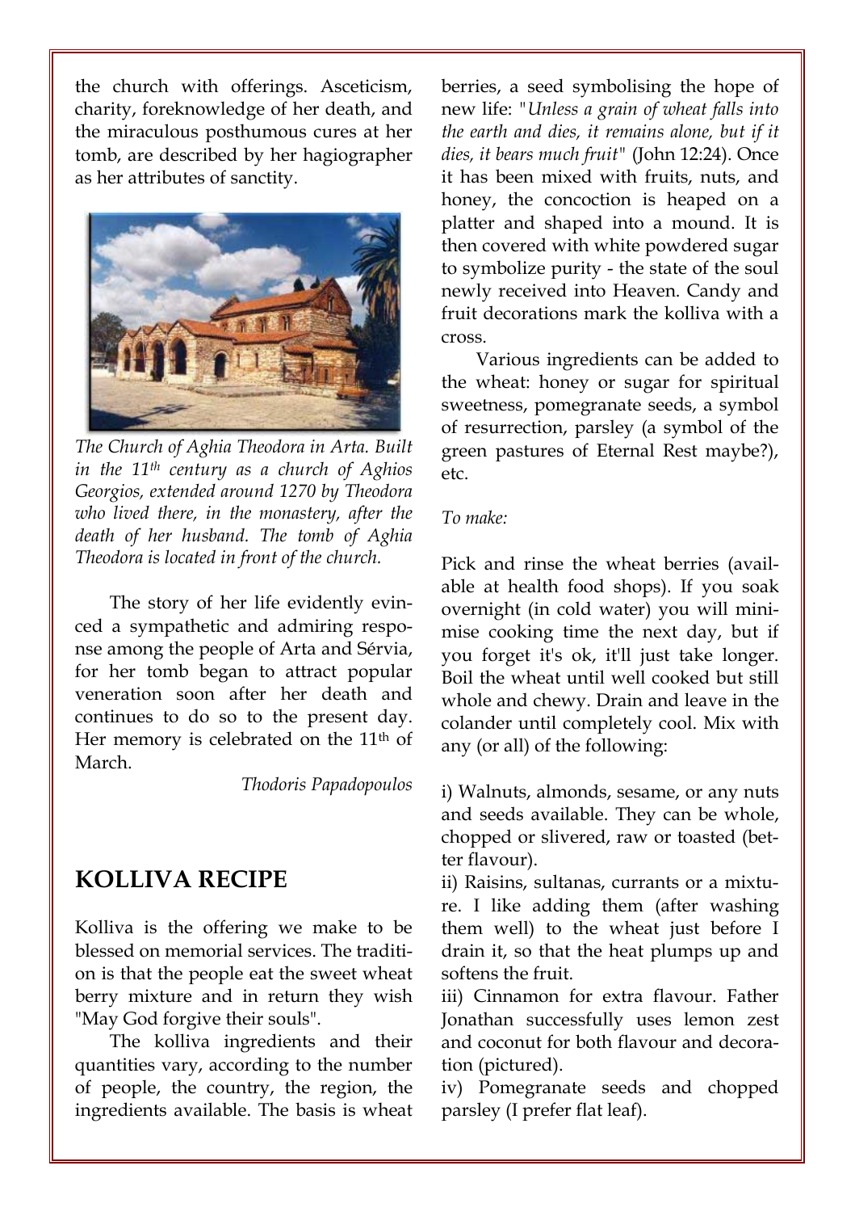the church with offerings. Asceticism, charity, foreknowledge of her death, and the miraculous posthumous cures at her tomb, are described by her hagiographer as her attributes of sanctity.

*The Church of Aghia Theodora in Arta. Built in the 11th century as a church of Aghios Georgios, extended around 1270 by Theodora who lived there, in the monastery, after the death of her husband. The tomb of Aghia Theodora is located in front of the church.*

The story of her life evidently evinced a sympathetic and admiring response among the people of Arta and Sérvia, for her tomb began to attract popular veneration soon after her death and continues to do so to the present day. Her memory is celebrated on the 11th of March.

*Thodoris Papadopoulos*

## KOLLIVA RECIPE

Kolliva is the offering we make to be blessed on memorial services. The tradition is that the people eat the sweet wheat berry mixture and in return they wish "May God forgive their souls".

The kolliva ingredients and their quantities vary, according to the number of people, the country, the region, the ingredients available. The basis is wheat berries, a seed symbolising the hope of new life: "*Unless a grain of wheat falls into the earth and dies, it remains alone, but if it dies, it bears much fruit*" (John 12:24). Once it has been mixed with fruits, nuts, and honey, the concoction is heaped on a platter and shaped into a mound. It is then covered with white powdered sugar to symbolize purity - the state of the soul newly received into Heaven. Candy and fruit decorations mark the kolliva with a cross.

Various ingredients can be added to the wheat: honey or sugar for spiritual sweetness, pomegranate seeds, a symbol of resurrection, parsley (a symbol of the green pastures of Eternal Rest maybe?), etc.

*To make:*

Pick and rinse the wheat berries (available at health food shops). If you soak overnight (in cold water) you will minimise cooking time the next day, but if you forget it's ok, it'll just take longer. Boil the wheat until well cooked but still whole and chewy. Drain and leave in the colander until completely cool. Mix with any (or all) of the following:

i) Walnuts, almonds, sesame, or any nuts and seeds available. They can be whole, chopped or slivered, raw or toasted (better flavour).
ii) Raisins, sultanas, currants or a mixture. I like adding them (after washing them well) to the wheat just before I drain it, so that the heat plumps up and softens the fruit.
iii) Cinnamon for extra flavour. Father Jonathan successfully uses lemon zest and coconut for both flavour and decoration (pictured).
iv) Pomegranate seeds and chopped parsley (I prefer flat leaf).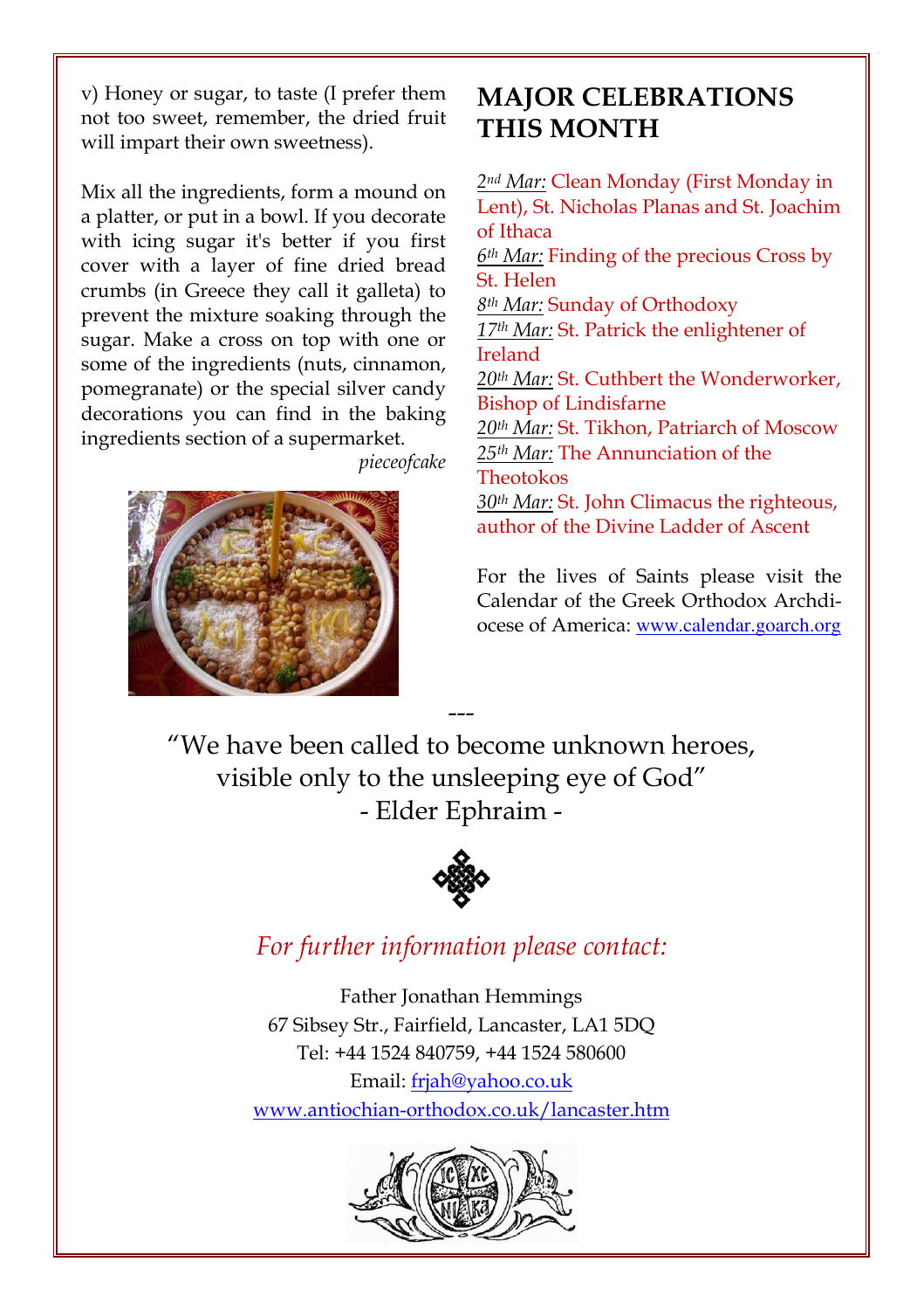v) Honey or sugar, to taste (I prefer them not too sweet, remember, the dried fruit will impart their own sweetness).

Mix all the ingredients, form a mound on a platter, or put in a bowl. If you decorate with icing sugar it's better if you first cover with a layer of fine dried bread crumbs (in Greece they call it galleta) to prevent the mixture soaking through the sugar. Make a cross on top with one or some of the ingredients (nuts, cinnamon, pomegranate) or the special silver candy decorations you can find in the baking ingredients section of a supermarket.

*pieceofcake*

## MAJOR CELEBRATIONS THIS MONTH

*2nd Mar:* Clean Monday (First Monday in Lent), St. Nicholas Planas and St. Joachim of Ithaca
*6th Mar:* Finding of the precious Cross by St. Helen
*8th Mar:* Sunday of Orthodoxy
*17th Mar:* St. Patrick the enlightener of Ireland
*20th Mar:* St. Cuthbert the Wonderworker, Bishop of Lindisfarne
*20th Mar:* St. Tikhon, Patriarch of Moscow
*25th Mar:* The Annunciation of the Theotokos
*30th Mar:* St. John Climacus the righteous, author of the Divine Ladder of Ascent

For the lives of Saints please visit the Calendar of the Greek Orthodox Archdiocese of America: www.calendar.goarch.org

---

"We have been called to become unknown heroes, visible only to the unsleeping eye of God"
- Elder Ephraim -

*For further information please contact:*

Father Jonathan Hemmings
67 Sibsey Str., Fairfield, Lancaster, LA1 5DQ
Tel: +44 1524 840759, +44 1524 580600
Email: frjah@yahoo.co.uk
www.antiochian-orthodox.co.uk/lancaster.htm